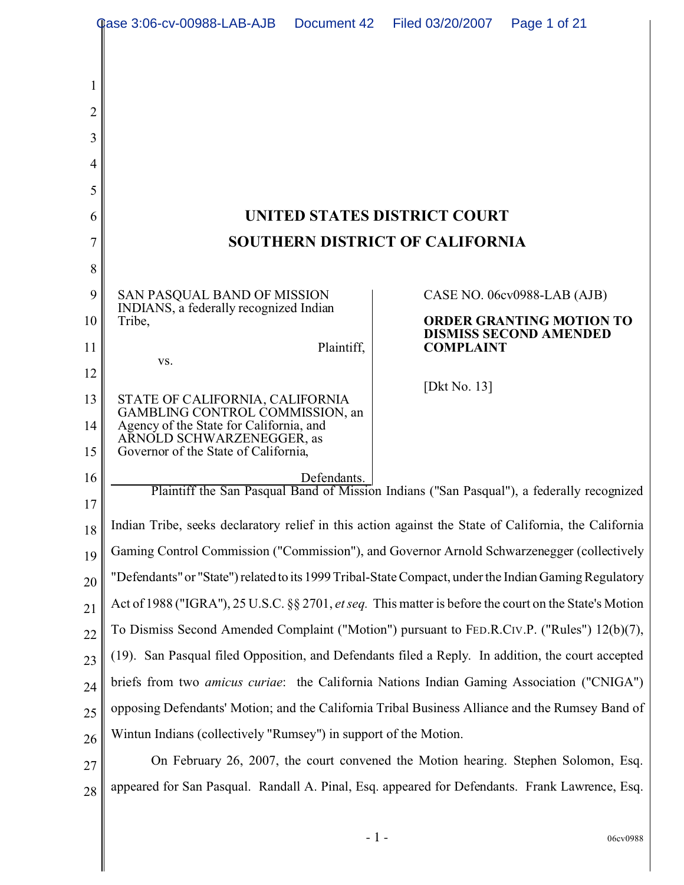# UNITED STATES DISTRICT COURT

# SOUTHERN DISTRICT OF CALIFORNIA

SAN PASQUAL BAND OF MISSION INDIANS, a federally recognized Indian Tribe,

Plaintiff,

vs.

STATE OF CALIFORNIA, CALIFORNIA GAMBLING CONTROL COMMISSION, an Agency of the State for California, and ARNOLD SCHWARZENEGGER, as Governor of the State of California,

Defendants.

CASE NO. 06cv0988-LAB (AJB)

**ORDER GRANTING MOTION TO DISMISS SECOND AMENDED COMPLAINT**

[Dkt No. 13]

Plaintiff the San Pasqual Band of Mission Indians ("San Pasqual"), a federally recognized Indian Tribe, seeks declaratory relief in this action against the State of California, the California Gaming Control Commission ("Commission"), and Governor Arnold Schwarzenegger (collectively "Defendants" or "State") related to its 1999 Tribal-State Compact, under the Indian Gaming Regulatory Act of 1988 ("IGRA"), 25 U.S.C. §§ 2701, *et seq.* This matter is before the court on the State's Motion To Dismiss Second Amended Complaint ("Motion") pursuant to FED.R.CIV.P. ("Rules") 12(b)(7), (19). San Pasqual filed Opposition, and Defendants filed a Reply. In addition, the court accepted briefs from two *amicus curiae*: the California Nations Indian Gaming Association ("CNIGA") opposing Defendants' Motion; and the California Tribal Business Alliance and the Rumsey Band of Wintun Indians (collectively "Rumsey") in support of the Motion.

On February 26, 2007, the court convened the Motion hearing. Stephen Solomon, Esq. appeared for San Pasqual. Randall A. Pinal, Esq. appeared for Defendants. Frank Lawrence, Esq.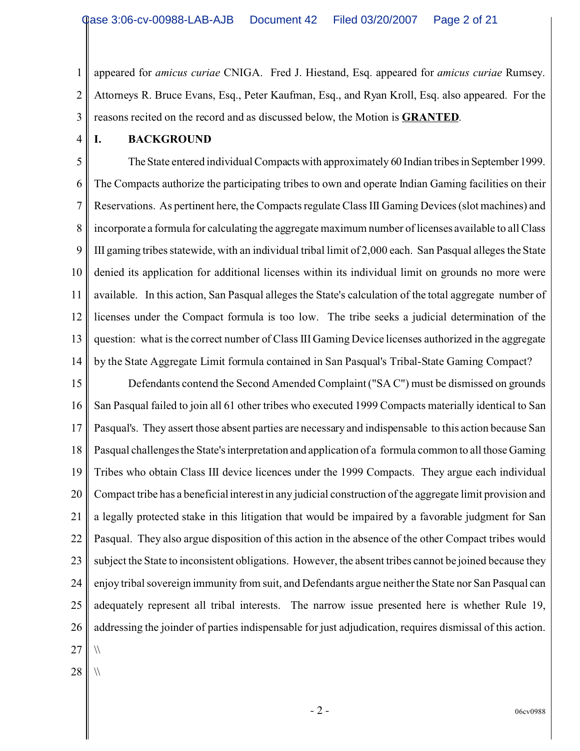appeared for *amicus curiae* CNIGA. Fred J. Hiestand, Esq. appeared for *amicus curiae* Rumsey. Attorneys R. Bruce Evans, Esq., Peter Kaufman, Esq., and Ryan Kroll, Esq. also appeared. For the reasons recited on the record and as discussed below, the Motion is **GRANTED**.

## I. BACKGROUND

The State entered individual Compacts with approximately 60 Indian tribes in September 1999. The Compacts authorize the participating tribes to own and operate Indian Gaming facilities on their Reservations. As pertinent here, the Compacts regulate Class III Gaming Devices (slot machines) and incorporate a formula for calculating the aggregate maximum number of licenses available to all Class III gaming tribes statewide, with an individual tribal limit of 2,000 each. San Pasqual alleges the State denied its application for additional licenses within its individual limit on grounds no more were available. In this action, San Pasqual alleges the State's calculation of the total aggregate number of licenses under the Compact formula is too low. The tribe seeks a judicial determination of the question: what is the correct number of Class III Gaming Device licenses authorized in the aggregate by the State Aggregate Limit formula contained in San Pasqual's Tribal-State Gaming Compact?

Defendants contend the Second Amended Complaint ("SAC") must be dismissed on grounds San Pasqual failed to join all 61 other tribes who executed 1999 Compacts materially identical to San Pasqual's. They assert those absent parties are necessary and indispensable to this action because San Pasqual challenges the State's interpretation and application of a formula common to all those Gaming Tribes who obtain Class III device licences under the 1999 Compacts. They argue each individual Compact tribe has a beneficial interest in any judicial construction of the aggregate limit provision and a legally protected stake in this litigation that would be impaired by a favorable judgment for San Pasqual. They also argue disposition of this action in the absence of the other Compact tribes would subject the State to inconsistent obligations. However, the absent tribes cannot be joined because they enjoy tribal sovereign immunity from suit, and Defendants argue neither the State nor San Pasqual can adequately represent all tribal interests. The narrow issue presented here is whether Rule 19, addressing the joinder of parties indispensable for just adjudication, requires dismissal of this action.

\\

\\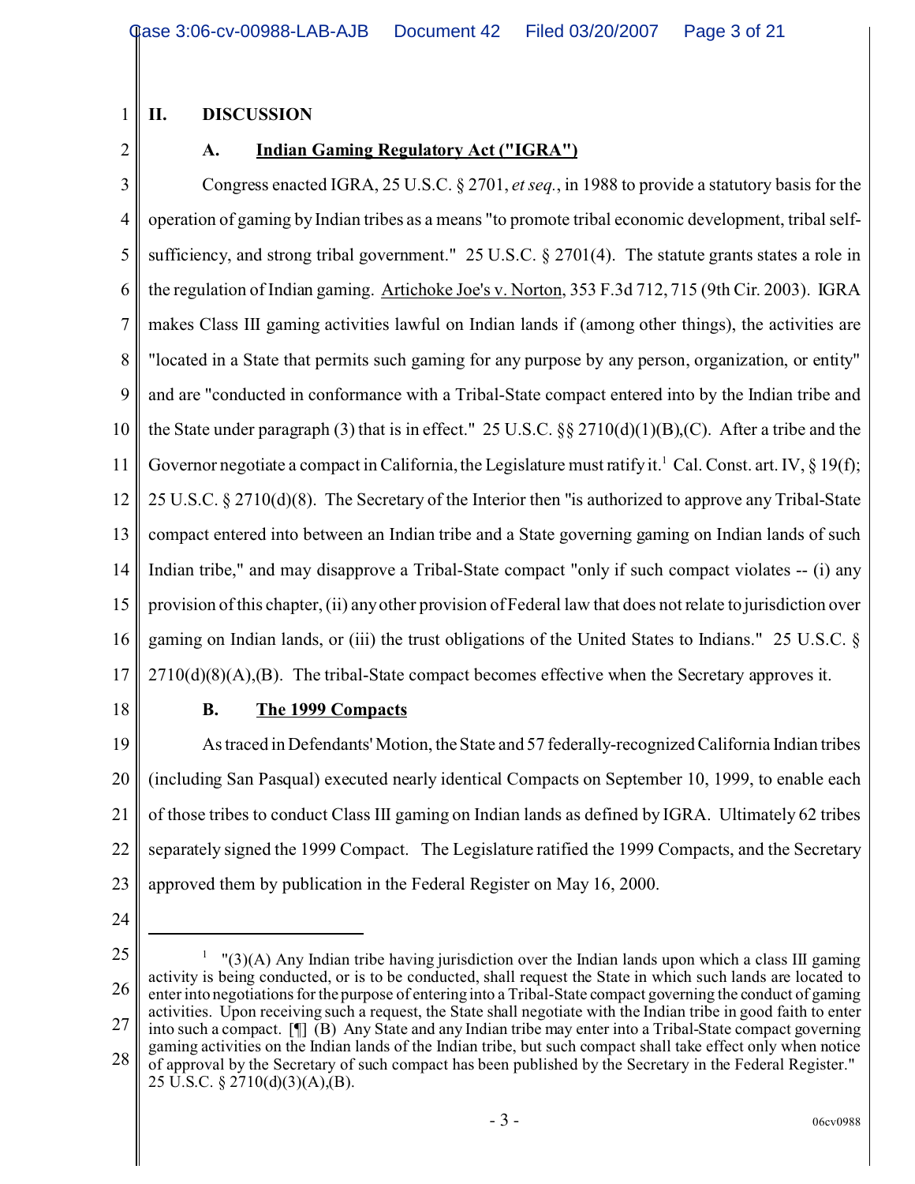## II. DISCUSSION

### A. Indian Gaming Regulatory Act ("IGRA")

Congress enacted IGRA, 25 U.S.C. § 2701, *et seq.*, in 1988 to provide a statutory basis for the operation of gaming by Indian tribes as a means "to promote tribal economic development, tribal self-sufficiency, and strong tribal government." 25 U.S.C. § 2701(4). The statute grants states a role in the regulation of Indian gaming. Artichoke Joe's v. Norton, 353 F.3d 712, 715 (9th Cir. 2003). IGRA makes Class III gaming activities lawful on Indian lands if (among other things), the activities are "located in a State that permits such gaming for any purpose by any person, organization, or entity" and are "conducted in conformance with a Tribal-State compact entered into by the Indian tribe and the State under paragraph (3) that is in effect." 25 U.S.C. §§ 2710(d)(1)(B),(C). After a tribe and the Governor negotiate a compact in California, the Legislature must ratify it.[1] Cal. Const. art. IV, § 19(f); 25 U.S.C. § 2710(d)(8). The Secretary of the Interior then "is authorized to approve any Tribal-State compact entered into between an Indian tribe and a State governing gaming on Indian lands of such Indian tribe," and may disapprove a Tribal-State compact "only if such compact violates -- (i) any provision of this chapter, (ii) any other provision of Federal law that does not relate to jurisdiction over gaming on Indian lands, or (iii) the trust obligations of the United States to Indians." 25 U.S.C. § 2710(d)(8)(A),(B). The tribal-State compact becomes effective when the Secretary approves it.

### B. The 1999 Compacts

As traced in Defendants' Motion, the State and 57 federally-recognized California Indian tribes (including San Pasqual) executed nearly identical Compacts on September 10, 1999, to enable each of those tribes to conduct Class III gaming on Indian lands as defined by IGRA. Ultimately 62 tribes separately signed the 1999 Compact. The Legislature ratified the 1999 Compacts, and the Secretary approved them by publication in the Federal Register on May 16, 2000.

---

[1] "(3)(A) Any Indian tribe having jurisdiction over the Indian lands upon which a class III gaming activity is being conducted, or is to be conducted, shall request the State in which such lands are located to enter into negotiations for the purpose of entering into a Tribal-State compact governing the conduct of gaming activities. Upon receiving such a request, the State shall negotiate with the Indian tribe in good faith to enter into such a compact. [¶] (B) Any State and any Indian tribe may enter into a Tribal-State compact governing gaming activities on the Indian lands of the Indian tribe, but such compact shall take effect only when notice of approval by the Secretary of such compact has been published by the Secretary in the Federal Register." 25 U.S.C. § 2710(d)(3)(A),(B).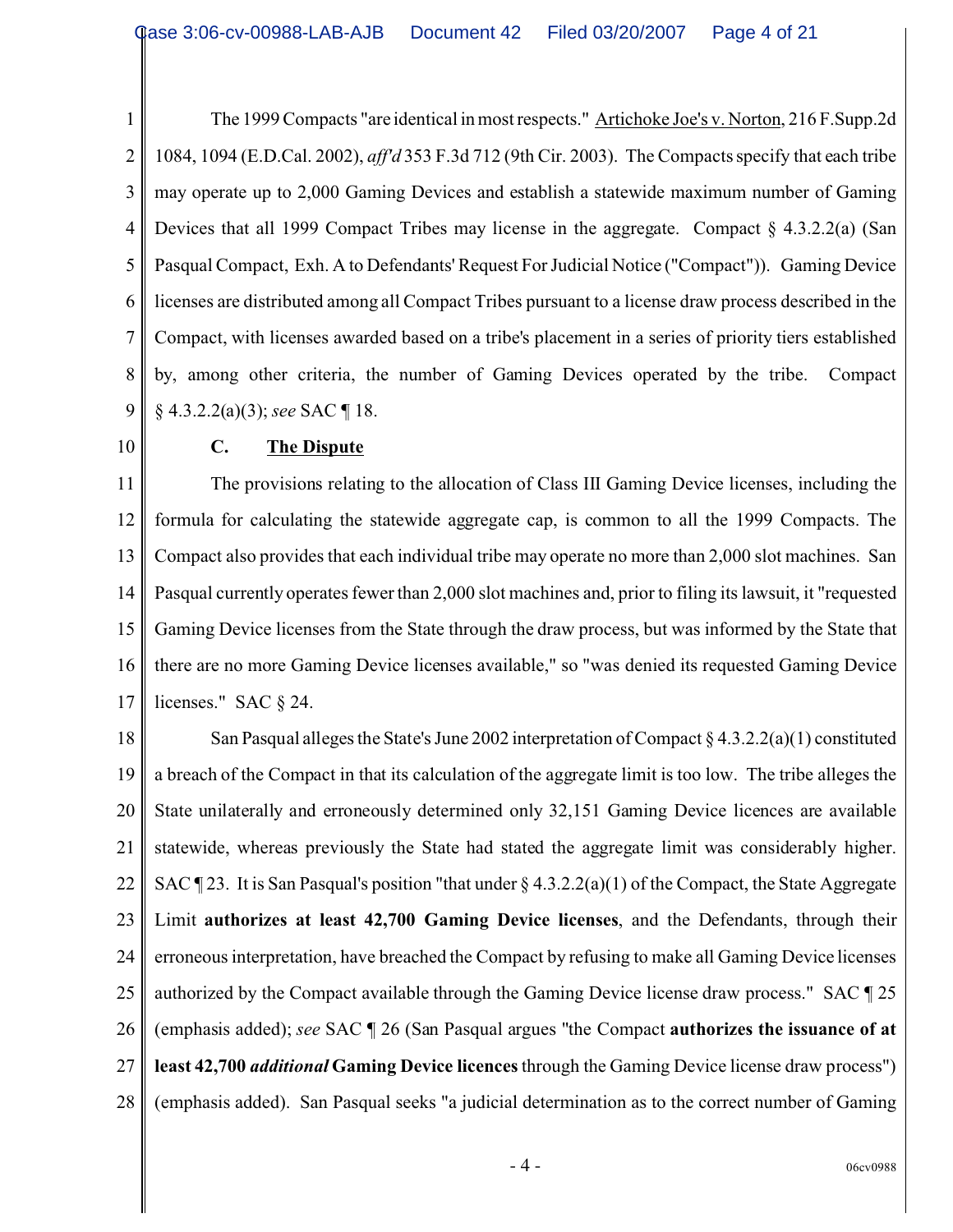The 1999 Compacts "are identical in most respects." Artichoke Joe's v. Norton, 216 F.Supp.2d 1084, 1094 (E.D.Cal. 2002), *aff'd* 353 F.3d 712 (9th Cir. 2003). The Compacts specify that each tribe may operate up to 2,000 Gaming Devices and establish a statewide maximum number of Gaming Devices that all 1999 Compact Tribes may license in the aggregate. Compact § 4.3.2.2(a) (San Pasqual Compact, Exh. A to Defendants' Request For Judicial Notice ("Compact")). Gaming Device licenses are distributed among all Compact Tribes pursuant to a license draw process described in the Compact, with licenses awarded based on a tribe's placement in a series of priority tiers established by, among other criteria, the number of Gaming Devices operated by the tribe. Compact § 4.3.2.2(a)(3); *see* SAC ¶ 18.

### C. The Dispute

The provisions relating to the allocation of Class III Gaming Device licenses, including the formula for calculating the statewide aggregate cap, is common to all the 1999 Compacts. The Compact also provides that each individual tribe may operate no more than 2,000 slot machines. San Pasqual currently operates fewer than 2,000 slot machines and, prior to filing its lawsuit, it "requested Gaming Device licenses from the State through the draw process, but was informed by the State that there are no more Gaming Device licenses available," so "was denied its requested Gaming Device licenses." SAC § 24.

San Pasqual alleges the State's June 2002 interpretation of Compact § 4.3.2.2(a)(1) constituted a breach of the Compact in that its calculation of the aggregate limit is too low. The tribe alleges the State unilaterally and erroneously determined only 32,151 Gaming Device licences are available statewide, whereas previously the State had stated the aggregate limit was considerably higher. SAC ¶ 23. It is San Pasqual's position "that under § 4.3.2.2(a)(1) of the Compact, the State Aggregate Limit **authorizes at least 42,700 Gaming Device licenses**, and the Defendants, through their erroneous interpretation, have breached the Compact by refusing to make all Gaming Device licenses authorized by the Compact available through the Gaming Device license draw process." SAC ¶ 25 (emphasis added); *see* SAC ¶ 26 (San Pasqual argues "the Compact **authorizes the issuance of at least 42,700 *additional* Gaming Device licences** through the Gaming Device license draw process") (emphasis added). San Pasqual seeks "a judicial determination as to the correct number of Gaming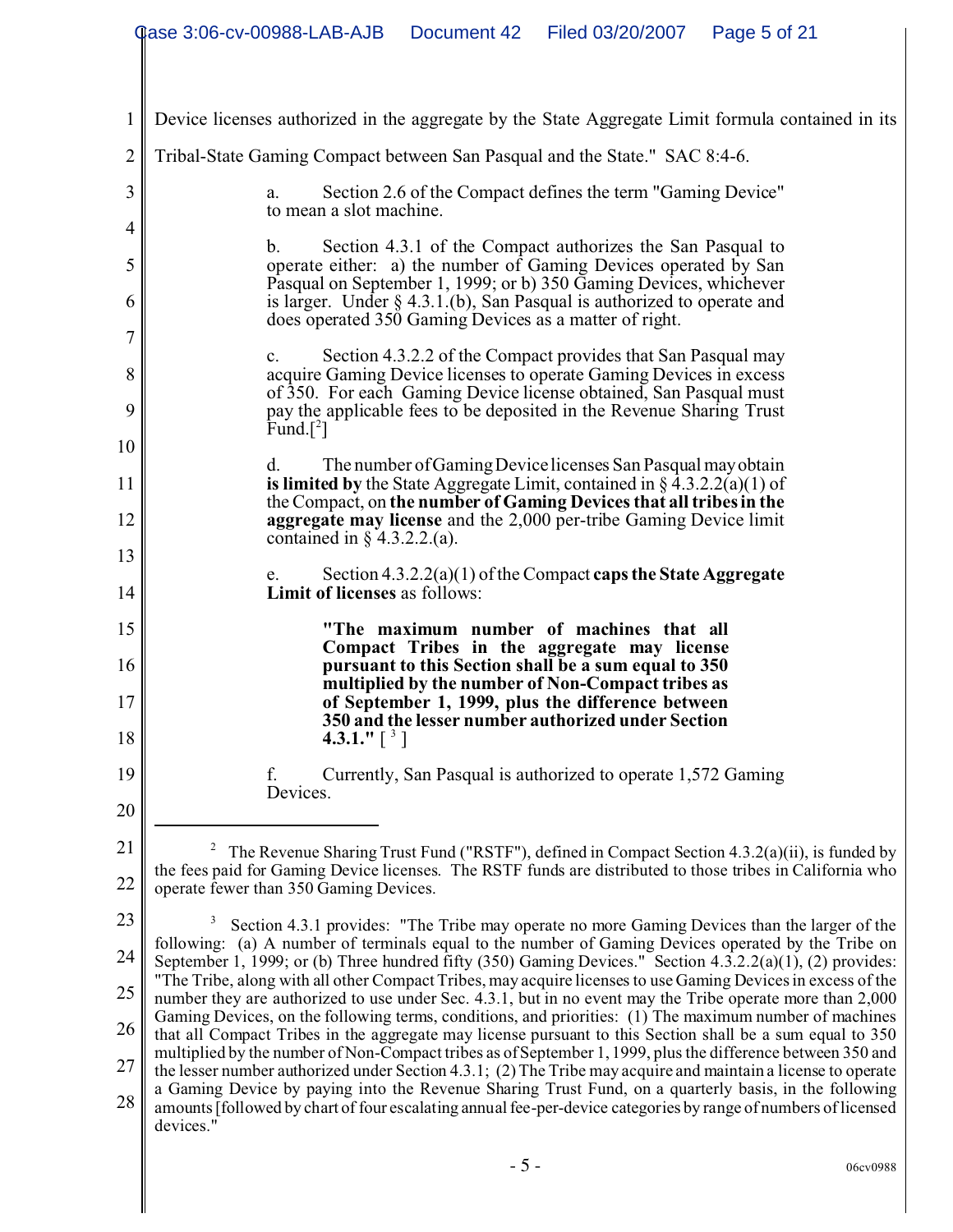Device licenses authorized in the aggregate by the State Aggregate Limit formula contained in its Tribal-State Gaming Compact between San Pasqual and the State." SAC 8:4-6.

> a. Section 2.6 of the Compact defines the term "Gaming Device" to mean a slot machine.
>
> b. Section 4.3.1 of the Compact authorizes the San Pasqual to operate either: a) the number of Gaming Devices operated by San Pasqual on September 1, 1999; or b) 350 Gaming Devices, whichever is larger. Under § 4.3.1.(b), San Pasqual is authorized to operate and does operated 350 Gaming Devices as a matter of right.
>
> c. Section 4.3.2.2 of the Compact provides that San Pasqual may acquire Gaming Device licenses to operate Gaming Devices in excess of 350. For each Gaming Device license obtained, San Pasqual must pay the applicable fees to be deposited in the Revenue Sharing Trust Fund.[2]
>
> d. The number of Gaming Device licenses San Pasqual may obtain **is limited by** the State Aggregate Limit, contained in § 4.3.2.2(a)(1) of the Compact, on **the number of Gaming Devices that all tribes in the aggregate may license** and the 2,000 per-tribe Gaming Device limit contained in § 4.3.2.2.(a).
>
> e. Section 4.3.2.2(a)(1) of the Compact **caps the State Aggregate Limit of licenses** as follows:
>
> > **"The maximum number of machines that all Compact Tribes in the aggregate may license pursuant to this Section shall be a sum equal to 350 multiplied by the number of Non-Compact tribes as of September 1, 1999, plus the difference between 350 and the lesser number authorized under Section 4.3.1."** [3]
>
> f. Currently, San Pasqual is authorized to operate 1,572 Gaming Devices.

---

[2] The Revenue Sharing Trust Fund ("RSTF"), defined in Compact Section 4.3.2(a)(ii), is funded by the fees paid for Gaming Device licenses. The RSTF funds are distributed to those tribes in California who operate fewer than 350 Gaming Devices.

[3] Section 4.3.1 provides: "The Tribe may operate no more Gaming Devices than the larger of the following: (a) A number of terminals equal to the number of Gaming Devices operated by the Tribe on September 1, 1999; or (b) Three hundred fifty (350) Gaming Devices." Section 4.3.2.2(a)(1), (2) provides: "The Tribe, along with all other Compact Tribes, may acquire licenses to use Gaming Devices in excess of the number they are authorized to use under Sec. 4.3.1, but in no event may the Tribe operate more than 2,000 Gaming Devices, on the following terms, conditions, and priorities: (1) The maximum number of machines that all Compact Tribes in the aggregate may license pursuant to this Section shall be a sum equal to 350 multiplied by the number of Non-Compact tribes as of September 1, 1999, plus the difference between 350 and the lesser number authorized under Section 4.3.1; (2) The Tribe may acquire and maintain a license to operate a Gaming Device by paying into the Revenue Sharing Trust Fund, on a quarterly basis, in the following amounts [followed by chart of four escalating annual fee-per-device categories by range of numbers of licensed devices."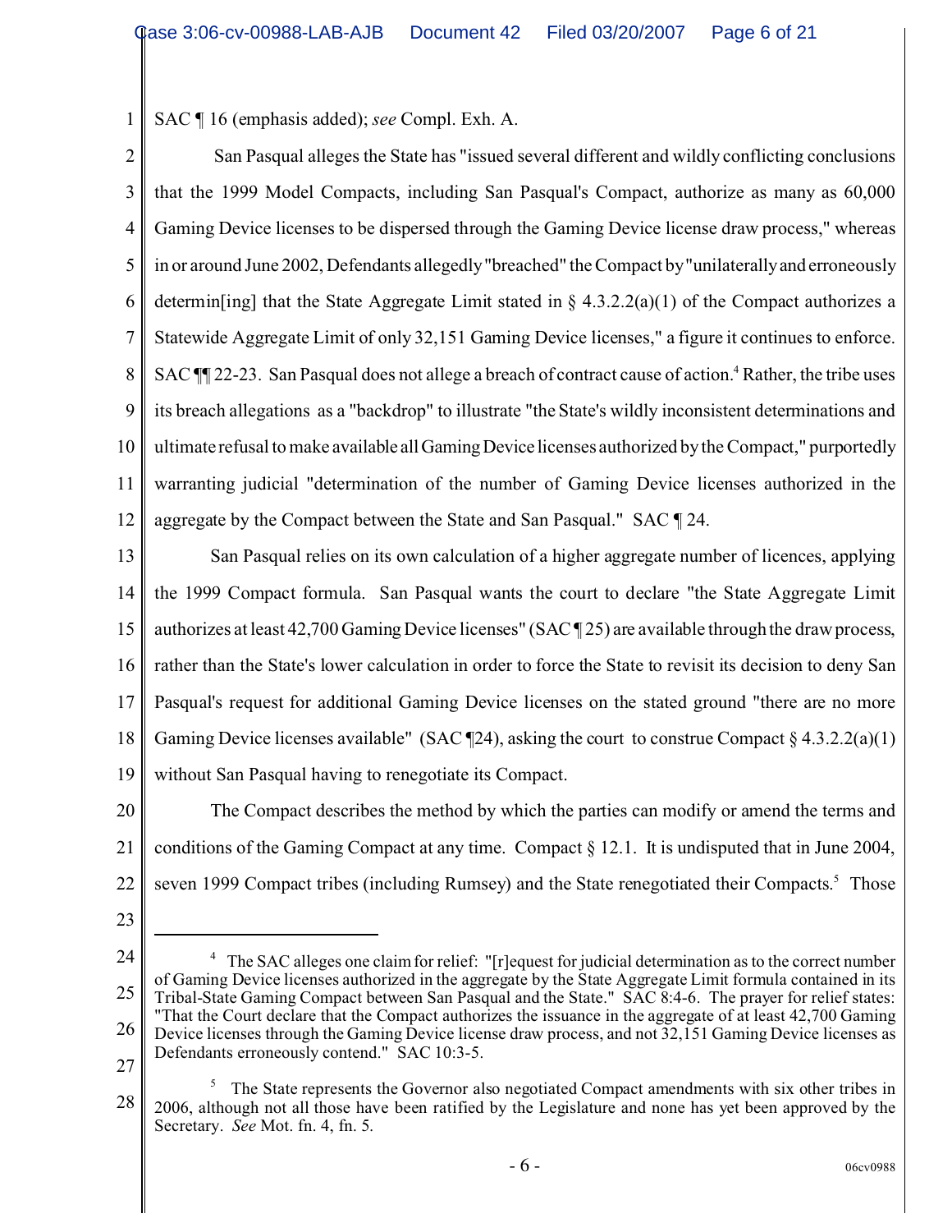SAC ¶ 16 (emphasis added); *see* Compl. Exh. A.

San Pasqual alleges the State has "issued several different and wildly conflicting conclusions that the 1999 Model Compacts, including San Pasqual's Compact, authorize as many as 60,000 Gaming Device licenses to be dispersed through the Gaming Device license draw process," whereas in or around June 2002, Defendants allegedly "breached" the Compact by "unilaterally and erroneously determin[ing] that the State Aggregate Limit stated in § 4.3.2.2(a)(1) of the Compact authorizes a Statewide Aggregate Limit of only 32,151 Gaming Device licenses," a figure it continues to enforce. SAC ¶¶ 22-23. San Pasqual does not allege a breach of contract cause of action.[4] Rather, the tribe uses its breach allegations as a "backdrop" to illustrate "the State's wildly inconsistent determinations and ultimate refusal to make available all Gaming Device licenses authorized by the Compact," purportedly warranting judicial "determination of the number of Gaming Device licenses authorized in the aggregate by the Compact between the State and San Pasqual." SAC ¶ 24.

San Pasqual relies on its own calculation of a higher aggregate number of licences, applying the 1999 Compact formula. San Pasqual wants the court to declare "the State Aggregate Limit authorizes at least 42,700 Gaming Device licenses" (SAC ¶ 25) are available through the draw process, rather than the State's lower calculation in order to force the State to revisit its decision to deny San Pasqual's request for additional Gaming Device licenses on the stated ground "there are no more Gaming Device licenses available" (SAC ¶24), asking the court to construe Compact § 4.3.2.2(a)(1) without San Pasqual having to renegotiate its Compact.

The Compact describes the method by which the parties can modify or amend the terms and conditions of the Gaming Compact at any time. Compact § 12.1. It is undisputed that in June 2004, seven 1999 Compact tribes (including Rumsey) and the State renegotiated their Compacts.[5] Those

---

[4] The SAC alleges one claim for relief: "[r]equest for judicial determination as to the correct number of Gaming Device licenses authorized in the aggregate by the State Aggregate Limit formula contained in its Tribal-State Gaming Compact between San Pasqual and the State." SAC 8:4-6. The prayer for relief states: "That the Court declare that the Compact authorizes the issuance in the aggregate of at least 42,700 Gaming Device licenses through the Gaming Device license draw process, and not 32,151 Gaming Device licenses as Defendants erroneously contend." SAC 10:3-5.

[5] The State represents the Governor also negotiated Compact amendments with six other tribes in 2006, although not all those have been ratified by the Legislature and none has yet been approved by the Secretary. *See* Mot. fn. 4, fn. 5.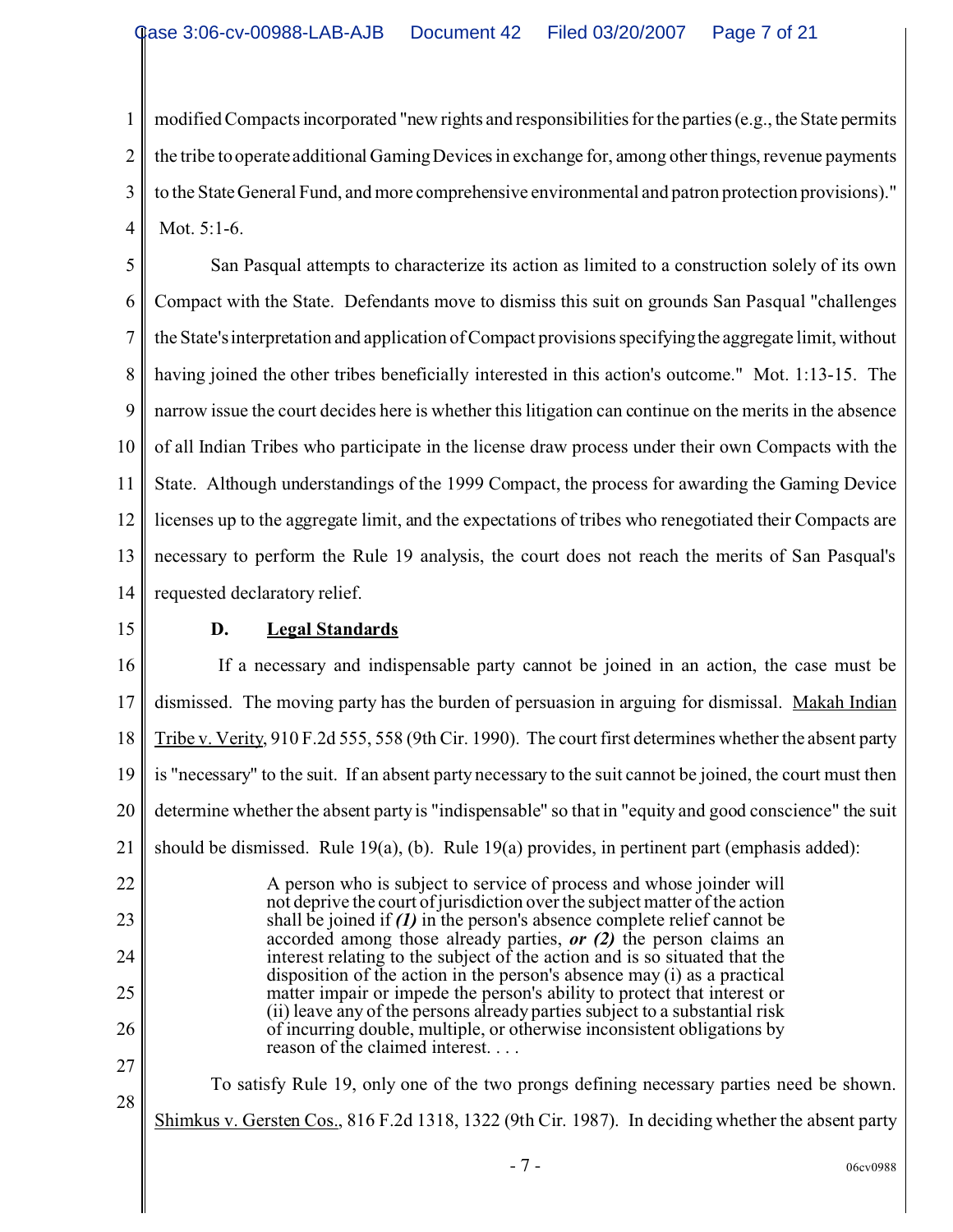modified Compacts incorporated "new rights and responsibilities for the parties (e.g., the State permits the tribe to operate additional Gaming Devices in exchange for, among other things, revenue payments to the State General Fund, and more comprehensive environmental and patron protection provisions)." Mot. 5:1-6.

San Pasqual attempts to characterize its action as limited to a construction solely of its own Compact with the State. Defendants move to dismiss this suit on grounds San Pasqual "challenges the State's interpretation and application of Compact provisions specifying the aggregate limit, without having joined the other tribes beneficially interested in this action's outcome." Mot. 1:13-15. The narrow issue the court decides here is whether this litigation can continue on the merits in the absence of all Indian Tribes who participate in the license draw process under their own Compacts with the State. Although understandings of the 1999 Compact, the process for awarding the Gaming Device licenses up to the aggregate limit, and the expectations of tribes who renegotiated their Compacts are necessary to perform the Rule 19 analysis, the court does not reach the merits of San Pasqual's requested declaratory relief.

### D. Legal Standards

If a necessary and indispensable party cannot be joined in an action, the case must be dismissed. The moving party has the burden of persuasion in arguing for dismissal. Makah Indian Tribe v. Verity, 910 F.2d 555, 558 (9th Cir. 1990). The court first determines whether the absent party is "necessary" to the suit. If an absent party necessary to the suit cannot be joined, the court must then determine whether the absent party is "indispensable" so that in "equity and good conscience" the suit should be dismissed. Rule 19(a), (b). Rule 19(a) provides, in pertinent part (emphasis added):

> A person who is subject to service of process and whose joinder will not deprive the court of jurisdiction over the subject matter of the action shall be joined if ***(1)*** in the person's absence complete relief cannot be accorded among those already parties, ***or (2)*** the person claims an interest relating to the subject of the action and is so situated that the disposition of the action in the person's absence may (i) as a practical matter impair or impede the person's ability to protect that interest or (ii) leave any of the persons already parties subject to a substantial risk of incurring double, multiple, or otherwise inconsistent obligations by reason of the claimed interest. . . .

To satisfy Rule 19, only one of the two prongs defining necessary parties need be shown. Shimkus v. Gersten Cos., 816 F.2d 1318, 1322 (9th Cir. 1987). In deciding whether the absent party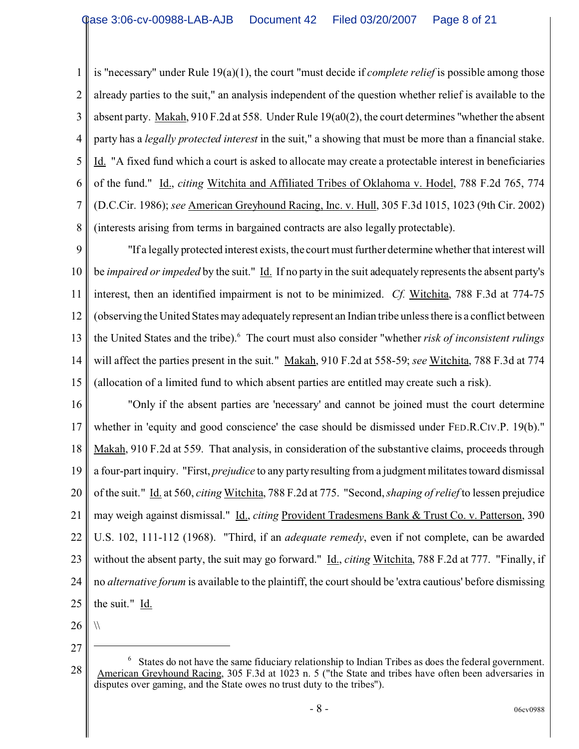is "necessary" under Rule 19(a)(1), the court "must decide if *complete relief* is possible among those already parties to the suit," an analysis independent of the question whether relief is available to the absent party. Makah, 910 F.2d at 558. Under Rule 19(a0(2), the court determines "whether the absent party has a *legally protected interest* in the suit," a showing that must be more than a financial stake. Id. "A fixed fund which a court is asked to allocate may create a protectable interest in beneficiaries of the fund." Id., *citing* Witchita and Affiliated Tribes of Oklahoma v. Hodel, 788 F.2d 765, 774 (D.C.Cir. 1986); *see* American Greyhound Racing, Inc. v. Hull, 305 F.3d 1015, 1023 (9th Cir. 2002) (interests arising from terms in bargained contracts are also legally protectable).

"If a legally protected interest exists, the court must further determine whether that interest will be *impaired or impeded* by the suit." Id. If no party in the suit adequately represents the absent party's interest, then an identified impairment is not to be minimized. *Cf.* Witchita, 788 F.3d at 774-75 (observing the United States may adequately represent an Indian tribe unless there is a conflict between the United States and the tribe).[6] The court must also consider "whether *risk of inconsistent rulings* will affect the parties present in the suit." Makah, 910 F.2d at 558-59; *see* Witchita, 788 F.3d at 774 (allocation of a limited fund to which absent parties are entitled may create such a risk).

"Only if the absent parties are 'necessary' and cannot be joined must the court determine whether in 'equity and good conscience' the case should be dismissed under FED.R.CIV.P. 19(b)." Makah, 910 F.2d at 559. That analysis, in consideration of the substantive claims, proceeds through a four-part inquiry. "First, *prejudice* to any party resulting from a judgment militates toward dismissal of the suit." Id. at 560, *citing* Witchita, 788 F.2d at 775. "Second, *shaping of relief* to lessen prejudice may weigh against dismissal." Id., *citing* Provident Tradesmens Bank & Trust Co. v. Patterson, 390 U.S. 102, 111-112 (1968). "Third, if an *adequate remedy*, even if not complete, can be awarded without the absent party, the suit may go forward." Id., *citing* Witchita, 788 F.2d at 777. "Finally, if no *alternative forum* is available to the plaintiff, the court should be 'extra cautious' before dismissing the suit." Id.

\\

---

[6] States do not have the same fiduciary relationship to Indian Tribes as does the federal government. American Greyhound Racing, 305 F.3d at 1023 n. 5 ("the State and tribes have often been adversaries in disputes over gaming, and the State owes no trust duty to the tribes").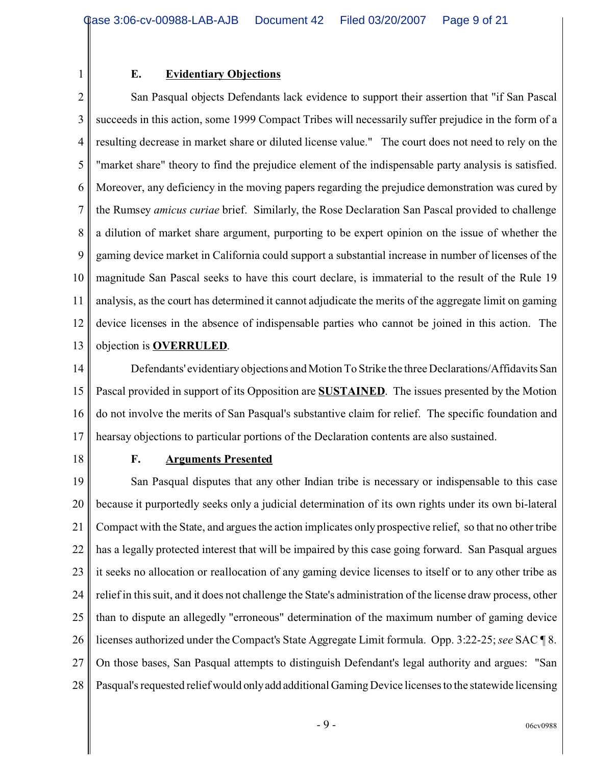### E. <u>Evidentiary Objections</u>

San Pasqual objects Defendants lack evidence to support their assertion that "if San Pascal succeeds in this action, some 1999 Compact Tribes will necessarily suffer prejudice in the form of a resulting decrease in market share or diluted license value." The court does not need to rely on the "market share" theory to find the prejudice element of the indispensable party analysis is satisfied. Moreover, any deficiency in the moving papers regarding the prejudice demonstration was cured by the Rumsey *amicus curiae* brief. Similarly, the Rose Declaration San Pascal provided to challenge a dilution of market share argument, purporting to be expert opinion on the issue of whether the gaming device market in California could support a substantial increase in number of licenses of the magnitude San Pascal seeks to have this court declare, is immaterial to the result of the Rule 19 analysis, as the court has determined it cannot adjudicate the merits of the aggregate limit on gaming device licenses in the absence of indispensable parties who cannot be joined in this action. The objection is **<u>OVERRULED</u>**.

Defendants' evidentiary objections and Motion To Strike the three Declarations/Affidavits San Pascal provided in support of its Opposition are **<u>SUSTAINED</u>**. The issues presented by the Motion do not involve the merits of San Pasqual's substantive claim for relief. The specific foundation and hearsay objections to particular portions of the Declaration contents are also sustained.

### F. <u>Arguments Presented</u>

San Pasqual disputes that any other Indian tribe is necessary or indispensable to this case because it purportedly seeks only a judicial determination of its own rights under its own bi-lateral Compact with the State, and argues the action implicates only prospective relief, so that no other tribe has a legally protected interest that will be impaired by this case going forward. San Pasqual argues it seeks no allocation or reallocation of any gaming device licenses to itself or to any other tribe as relief in this suit, and it does not challenge the State's administration of the license draw process, other than to dispute an allegedly "erroneous" determination of the maximum number of gaming device licenses authorized under the Compact's State Aggregate Limit formula. Opp. 3:22-25; *see* SAC ¶ 8. On those bases, San Pasqual attempts to distinguish Defendant's legal authority and argues: "San Pasqual's requested relief would only add additional Gaming Device licenses to the statewide licensing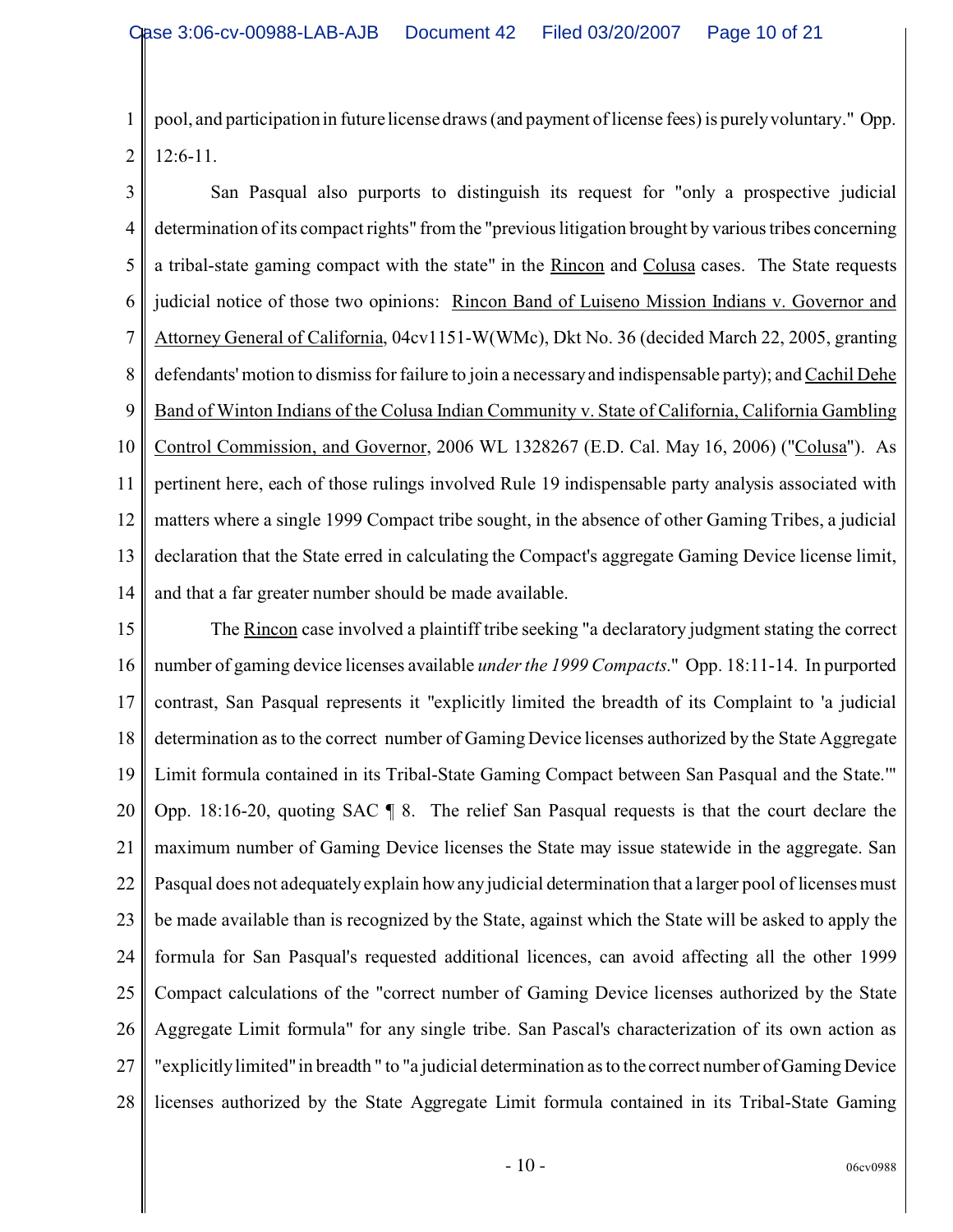pool, and participation in future license draws (and payment of license fees) is purely voluntary." Opp. 12:6-11.

San Pasqual also purports to distinguish its request for "only a prospective judicial determination of its compact rights" from the "previous litigation brought by various tribes concerning a tribal-state gaming compact with the state" in the Rincon and Colusa cases. The State requests judicial notice of those two opinions: Rincon Band of Luiseno Mission Indians v. Governor and Attorney General of California, 04cv1151-W(WMc), Dkt No. 36 (decided March 22, 2005, granting defendants' motion to dismiss for failure to join a necessary and indispensable party); and Cachil Dehe Band of Winton Indians of the Colusa Indian Community v. State of California, California Gambling Control Commission, and Governor, 2006 WL 1328267 (E.D. Cal. May 16, 2006) ("Colusa"). As pertinent here, each of those rulings involved Rule 19 indispensable party analysis associated with matters where a single 1999 Compact tribe sought, in the absence of other Gaming Tribes, a judicial declaration that the State erred in calculating the Compact's aggregate Gaming Device license limit, and that a far greater number should be made available.

The Rincon case involved a plaintiff tribe seeking "a declaratory judgment stating the correct number of gaming device licenses available *under the 1999 Compacts*." Opp. 18:11-14. In purported contrast, San Pasqual represents it "explicitly limited the breadth of its Complaint to 'a judicial determination as to the correct number of Gaming Device licenses authorized by the State Aggregate Limit formula contained in its Tribal-State Gaming Compact between San Pasqual and the State.'" Opp. 18:16-20, quoting SAC ¶ 8. The relief San Pasqual requests is that the court declare the maximum number of Gaming Device licenses the State may issue statewide in the aggregate. San Pasqual does not adequately explain how any judicial determination that a larger pool of licenses must be made available than is recognized by the State, against which the State will be asked to apply the formula for San Pasqual's requested additional licences, can avoid affecting all the other 1999 Compact calculations of the "correct number of Gaming Device licenses authorized by the State Aggregate Limit formula" for any single tribe. San Pascal's characterization of its own action as "explicitly limited" in breadth " to "a judicial determination as to the correct number of Gaming Device licenses authorized by the State Aggregate Limit formula contained in its Tribal-State Gaming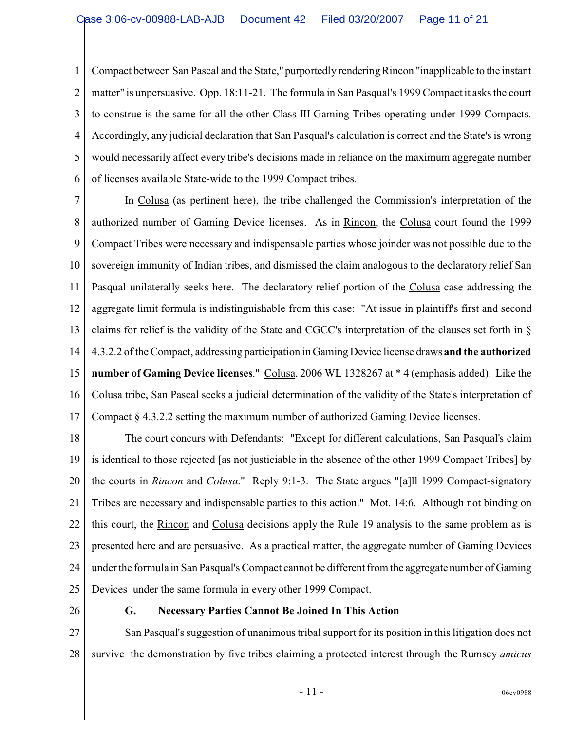Compact between San Pascal and the State," purportedly rendering Rincon "inapplicable to the instant matter" is unpersuasive. Opp. 18:11-21. The formula in San Pasqual's 1999 Compact it asks the court to construe is the same for all the other Class III Gaming Tribes operating under 1999 Compacts. Accordingly, any judicial declaration that San Pasqual's calculation is correct and the State's is wrong would necessarily affect every tribe's decisions made in reliance on the maximum aggregate number of licenses available State-wide to the 1999 Compact tribes.

In Colusa (as pertinent here), the tribe challenged the Commission's interpretation of the authorized number of Gaming Device licenses. As in Rincon, the Colusa court found the 1999 Compact Tribes were necessary and indispensable parties whose joinder was not possible due to the sovereign immunity of Indian tribes, and dismissed the claim analogous to the declaratory relief San Pasqual unilaterally seeks here. The declaratory relief portion of the Colusa case addressing the aggregate limit formula is indistinguishable from this case: "At issue in plaintiff's first and second claims for relief is the validity of the State and CGCC's interpretation of the clauses set forth in § 4.3.2.2 of the Compact, addressing participation in Gaming Device license draws **and the authorized number of Gaming Device licenses**." Colusa, 2006 WL 1328267 at * 4 (emphasis added). Like the Colusa tribe, San Pascal seeks a judicial determination of the validity of the State's interpretation of Compact § 4.3.2.2 setting the maximum number of authorized Gaming Device licenses.

The court concurs with Defendants: "Except for different calculations, San Pasqual's claim is identical to those rejected [as not justiciable in the absence of the other 1999 Compact Tribes] by the courts in *Rincon* and *Colusa*." Reply 9:1-3. The State argues "[a]ll 1999 Compact-signatory Tribes are necessary and indispensable parties to this action." Mot. 14:6. Although not binding on this court, the Rincon and Colusa decisions apply the Rule 19 analysis to the same problem as is presented here and are persuasive. As a practical matter, the aggregate number of Gaming Devices under the formula in San Pasqual's Compact cannot be different from the aggregate number of Gaming Devices under the same formula in every other 1999 Compact.

### G. Necessary Parties Cannot Be Joined In This Action

San Pasqual's suggestion of unanimous tribal support for its position in this litigation does not survive the demonstration by five tribes claiming a protected interest through the Rumsey *amicus*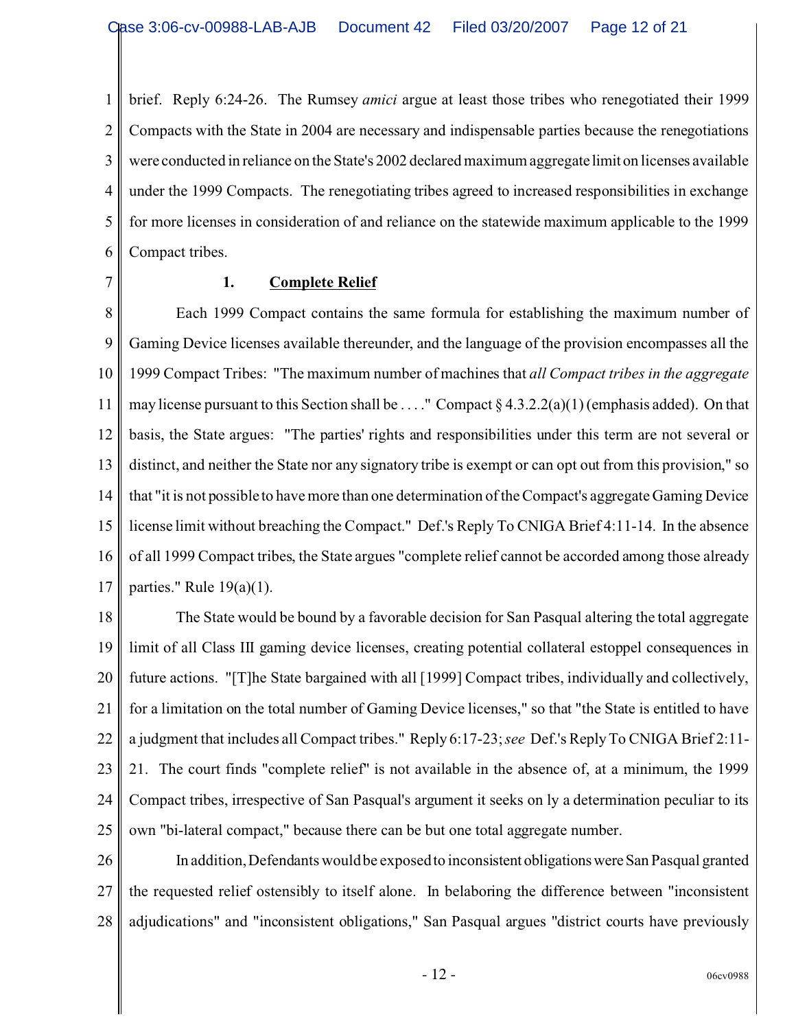brief. Reply 6:24-26. The Rumsey *amici* argue at least those tribes who renegotiated their 1999 Compacts with the State in 2004 are necessary and indispensable parties because the renegotiations were conducted in reliance on the State's 2002 declared maximum aggregate limit on licenses available under the 1999 Compacts. The renegotiating tribes agreed to increased responsibilities in exchange for more licenses in consideration of and reliance on the statewide maximum applicable to the 1999 Compact tribes.

**1. Complete Relief**

Each 1999 Compact contains the same formula for establishing the maximum number of Gaming Device licenses available thereunder, and the language of the provision encompasses all the 1999 Compact Tribes: "The maximum number of machines that *all Compact tribes in the aggregate* may license pursuant to this Section shall be . . . ." Compact § 4.3.2.2(a)(1) (emphasis added). On that basis, the State argues: "The parties' rights and responsibilities under this term are not several or distinct, and neither the State nor any signatory tribe is exempt or can opt out from this provision," so that "it is not possible to have more than one determination of the Compact's aggregate Gaming Device license limit without breaching the Compact." Def.'s Reply To CNIGA Brief 4:11-14. In the absence of all 1999 Compact tribes, the State argues "complete relief cannot be accorded among those already parties." Rule 19(a)(1).

The State would be bound by a favorable decision for San Pasqual altering the total aggregate limit of all Class III gaming device licenses, creating potential collateral estoppel consequences in future actions. "[T]he State bargained with all [1999] Compact tribes, individually and collectively, for a limitation on the total number of Gaming Device licenses," so that "the State is entitled to have a judgment that includes all Compact tribes." Reply 6:17-23; *see* Def.'s Reply To CNIGA Brief 2:11-21. The court finds "complete relief" is not available in the absence of, at a minimum, the 1999 Compact tribes, irrespective of San Pasqual's argument it seeks on ly a determination peculiar to its own "bi-lateral compact," because there can be but one total aggregate number.

In addition, Defendants would be exposed to inconsistent obligations were San Pasqual granted the requested relief ostensibly to itself alone. In belaboring the difference between "inconsistent adjudications" and "inconsistent obligations," San Pasqual argues "district courts have previously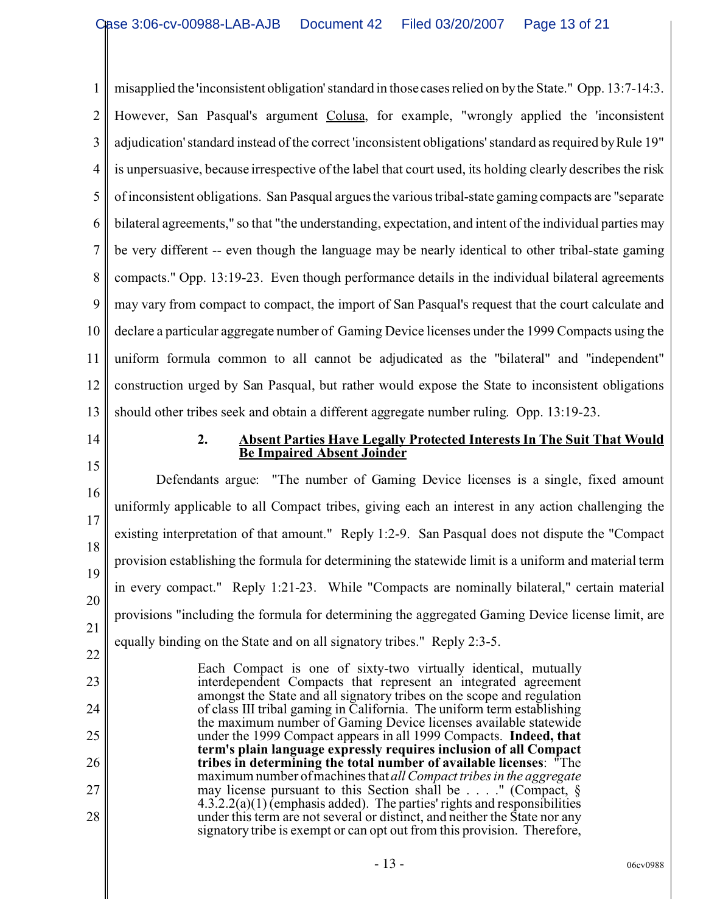misapplied the 'inconsistent obligation' standard in those cases relied on by the State." Opp. 13:7-14:3. However, San Pasqual's argument Colusa, for example, "wrongly applied the 'inconsistent adjudication' standard instead of the correct 'inconsistent obligations' standard as required by Rule 19" is unpersuasive, because irrespective of the label that court used, its holding clearly describes the risk of inconsistent obligations. San Pasqual argues the various tribal-state gaming compacts are "separate bilateral agreements," so that "the understanding, expectation, and intent of the individual parties may be very different -- even though the language may be nearly identical to other tribal-state gaming compacts." Opp. 13:19-23. Even though performance details in the individual bilateral agreements may vary from compact to compact, the import of San Pasqual's request that the court calculate and declare a particular aggregate number of Gaming Device licenses under the 1999 Compacts using the uniform formula common to all cannot be adjudicated as the "bilateral" and "independent" construction urged by San Pasqual, but rather would expose the State to inconsistent obligations should other tribes seek and obtain a different aggregate number ruling. Opp. 13:19-23.

### 2. Absent Parties Have Legally Protected Interests In The Suit That Would Be Impaired Absent Joinder

Defendants argue: "The number of Gaming Device licenses is a single, fixed amount uniformly applicable to all Compact tribes, giving each an interest in any action challenging the existing interpretation of that amount." Reply 1:2-9. San Pasqual does not dispute the "Compact provision establishing the formula for determining the statewide limit is a uniform and material term in every compact." Reply 1:21-23. While "Compacts are nominally bilateral," certain material provisions "including the formula for determining the aggregated Gaming Device license limit, are equally binding on the State and on all signatory tribes." Reply 2:3-5.

> Each Compact is one of sixty-two virtually identical, mutually interdependent Compacts that represent an integrated agreement amongst the State and all signatory tribes on the scope and regulation of class III tribal gaming in California. The uniform term establishing the maximum number of Gaming Device licenses available statewide under the 1999 Compact appears in all 1999 Compacts. **Indeed, that term's plain language expressly requires inclusion of all Compact tribes in determining the total number of available licenses**: "The maximum number of machines that *all Compact tribes in the aggregate* may license pursuant to this Section shall be . . . ." (Compact, § 4.3.2.2(a)(1) (emphasis added). The parties' rights and responsibilities under this term are not several or distinct, and neither the State nor any signatory tribe is exempt or can opt out from this provision. Therefore,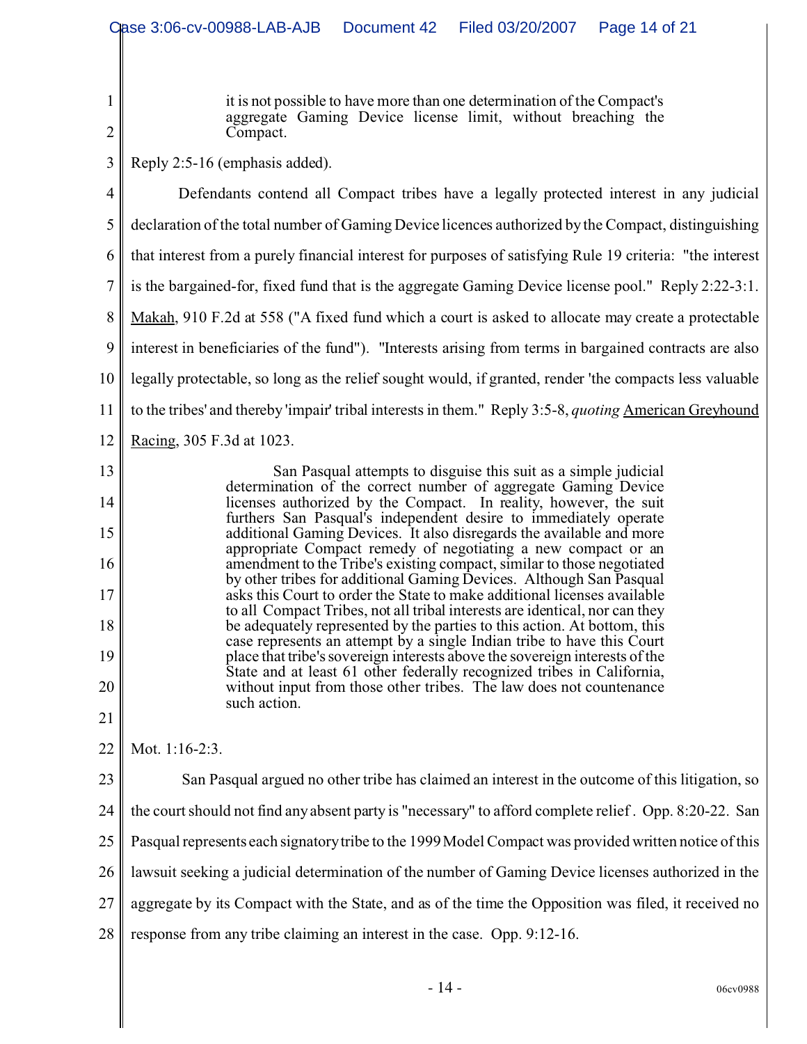> it is not possible to have more than one determination of the Compact's aggregate Gaming Device license limit, without breaching the Compact.

Reply 2:5-16 (emphasis added).

Defendants contend all Compact tribes have a legally protected interest in any judicial declaration of the total number of Gaming Device licences authorized by the Compact, distinguishing that interest from a purely financial interest for purposes of satisfying Rule 19 criteria: "the interest is the bargained-for, fixed fund that is the aggregate Gaming Device license pool." Reply 2:22-3:1. Makah, 910 F.2d at 558 ("A fixed fund which a court is asked to allocate may create a protectable interest in beneficiaries of the fund"). "Interests arising from terms in bargained contracts are also legally protectable, so long as the relief sought would, if granted, render 'the compacts less valuable to the tribes' and thereby 'impair' tribal interests in them." Reply 3:5-8, *quoting* American Greyhound Racing, 305 F.3d at 1023.

> San Pasqual attempts to disguise this suit as a simple judicial determination of the correct number of aggregate Gaming Device licenses authorized by the Compact. In reality, however, the suit furthers San Pasqual's independent desire to immediately operate additional Gaming Devices. It also disregards the available and more appropriate Compact remedy of negotiating a new compact or an amendment to the Tribe's existing compact, similar to those negotiated by other tribes for additional Gaming Devices. Although San Pasqual asks this Court to order the State to make additional licenses available to all Compact Tribes, not all tribal interests are identical, nor can they be adequately represented by the parties to this action. At bottom, this case represents an attempt by a single Indian tribe to have this Court place that tribe's sovereign interests above the sovereign interests of the State and at least 61 other federally recognized tribes in California, without input from those other tribes. The law does not countenance such action.

Mot. 1:16-2:3.

San Pasqual argued no other tribe has claimed an interest in the outcome of this litigation, so the court should not find any absent party is "necessary" to afford complete relief . Opp. 8:20-22. San Pasqual represents each signatory tribe to the 1999 Model Compact was provided written notice of this lawsuit seeking a judicial determination of the number of Gaming Device licenses authorized in the aggregate by its Compact with the State, and as of the time the Opposition was filed, it received no response from any tribe claiming an interest in the case. Opp. 9:12-16.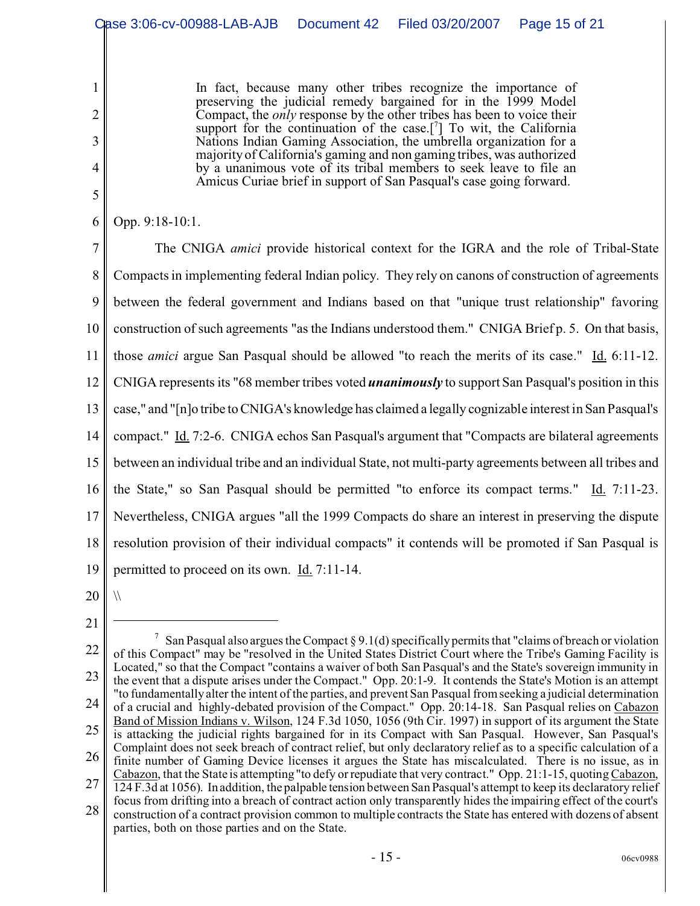> In fact, because many other tribes recognize the importance of preserving the judicial remedy bargained for in the 1999 Model Compact, the *only* response by the other tribes has been to voice their support for the continuation of the case.[7] To wit, the California Nations Indian Gaming Association, the umbrella organization for a majority of California's gaming and non gaming tribes, was authorized by a unanimous vote of its tribal members to seek leave to file an Amicus Curiae brief in support of San Pasqual's case going forward.

Opp. 9:18-10:1.

The CNIGA *amici* provide historical context for the IGRA and the role of Tribal-State Compacts in implementing federal Indian policy. They rely on canons of construction of agreements between the federal government and Indians based on that "unique trust relationship" favoring construction of such agreements "as the Indians understood them." CNIGA Brief p. 5. On that basis, those *amici* argue San Pasqual should be allowed "to reach the merits of its case." Id. 6:11-12. CNIGA represents its "68 member tribes voted ***unanimously*** to support San Pasqual's position in this case," and "[n]o tribe to CNIGA's knowledge has claimed a legally cognizable interest in San Pasqual's compact." Id. 7:2-6. CNIGA echos San Pasqual's argument that "Compacts are bilateral agreements between an individual tribe and an individual State, not multi-party agreements between all tribes and the State," so San Pasqual should be permitted "to enforce its compact terms." Id. 7:11-23. Nevertheless, CNIGA argues "all the 1999 Compacts do share an interest in preserving the dispute resolution provision of their individual compacts" it contends will be promoted if San Pasqual is permitted to proceed on its own. Id. 7:11-14.

\\

---

[7] San Pasqual also argues the Compact § 9.1(d) specifically permits that "claims of breach or violation of this Compact" may be "resolved in the United States District Court where the Tribe's Gaming Facility is Located," so that the Compact "contains a waiver of both San Pasqual's and the State's sovereign immunity in the event that a dispute arises under the Compact." Opp. 20:1-9. It contends the State's Motion is an attempt "to fundamentally alter the intent of the parties, and prevent San Pasqual from seeking a judicial determination of a crucial and highly-debated provision of the Compact." Opp. 20:14-18. San Pasqual relies on Cabazon Band of Mission Indians v. Wilson, 124 F.3d 1050, 1056 (9th Cir. 1997) in support of its argument the State is attacking the judicial rights bargained for in its Compact with San Pasqual. However, San Pasqual's Complaint does not seek breach of contract relief, but only declaratory relief as to a specific calculation of a finite number of Gaming Device licenses it argues the State has miscalculated. There is no issue, as in Cabazon, that the State is attempting "to defy or repudiate that very contract." Opp. 21:1-15, quoting Cabazon, 124 F.3d at 1056). In addition, the palpable tension between San Pasqual's attempt to keep its declaratory relief focus from drifting into a breach of contract action only transparently hides the impairing effect of the court's construction of a contract provision common to multiple contracts the State has entered with dozens of absent parties, both on those parties and on the State.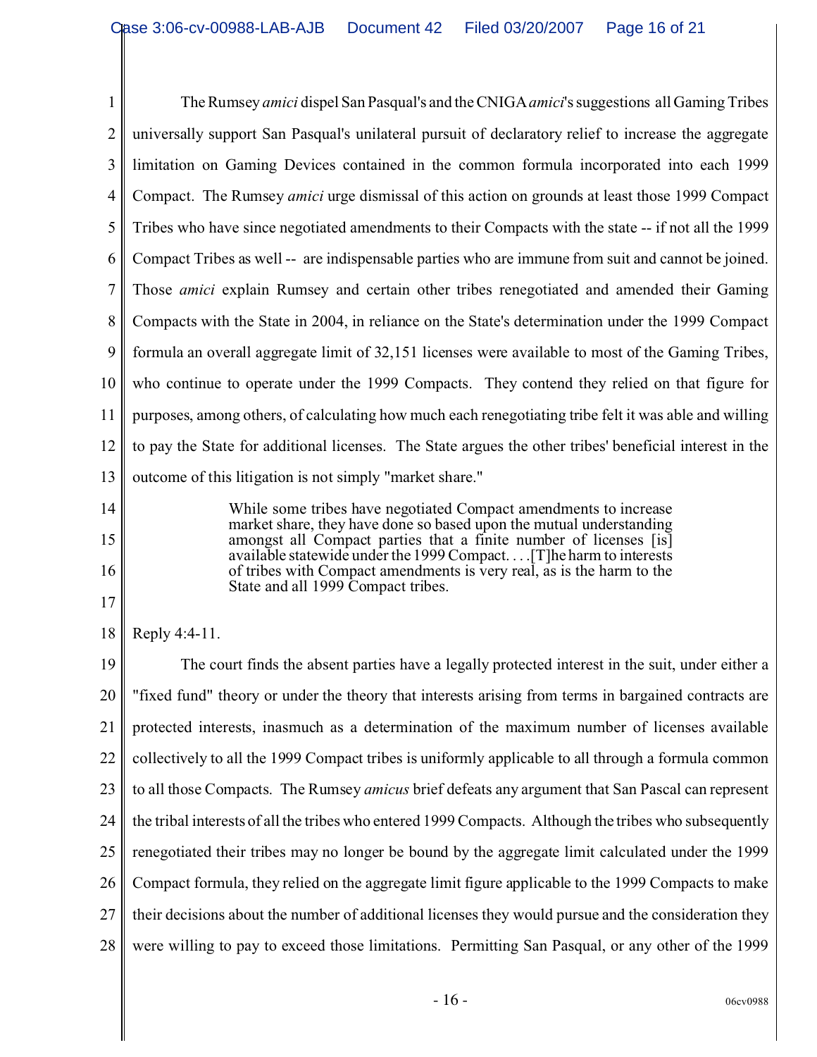The Rumsey *amici* dispel San Pasqual's and the CNIGA *amici*'s suggestions all Gaming Tribes universally support San Pasqual's unilateral pursuit of declaratory relief to increase the aggregate limitation on Gaming Devices contained in the common formula incorporated into each 1999 Compact. The Rumsey *amici* urge dismissal of this action on grounds at least those 1999 Compact Tribes who have since negotiated amendments to their Compacts with the state -- if not all the 1999 Compact Tribes as well -- are indispensable parties who are immune from suit and cannot be joined. Those *amici* explain Rumsey and certain other tribes renegotiated and amended their Gaming Compacts with the State in 2004, in reliance on the State's determination under the 1999 Compact formula an overall aggregate limit of 32,151 licenses were available to most of the Gaming Tribes, who continue to operate under the 1999 Compacts. They contend they relied on that figure for purposes, among others, of calculating how much each renegotiating tribe felt it was able and willing to pay the State for additional licenses. The State argues the other tribes' beneficial interest in the outcome of this litigation is not simply "market share."

> While some tribes have negotiated Compact amendments to increase market share, they have done so based upon the mutual understanding amongst all Compact parties that a finite number of licenses [is] available statewide under the 1999 Compact. . . .[T]he harm to interests of tribes with Compact amendments is very real, as is the harm to the State and all 1999 Compact tribes.

Reply 4:4-11.

The court finds the absent parties have a legally protected interest in the suit, under either a "fixed fund" theory or under the theory that interests arising from terms in bargained contracts are protected interests, inasmuch as a determination of the maximum number of licenses available collectively to all the 1999 Compact tribes is uniformly applicable to all through a formula common to all those Compacts. The Rumsey *amicus* brief defeats any argument that San Pascal can represent the tribal interests of all the tribes who entered 1999 Compacts. Although the tribes who subsequently renegotiated their tribes may no longer be bound by the aggregate limit calculated under the 1999 Compact formula, they relied on the aggregate limit figure applicable to the 1999 Compacts to make their decisions about the number of additional licenses they would pursue and the consideration they were willing to pay to exceed those limitations. Permitting San Pasqual, or any other of the 1999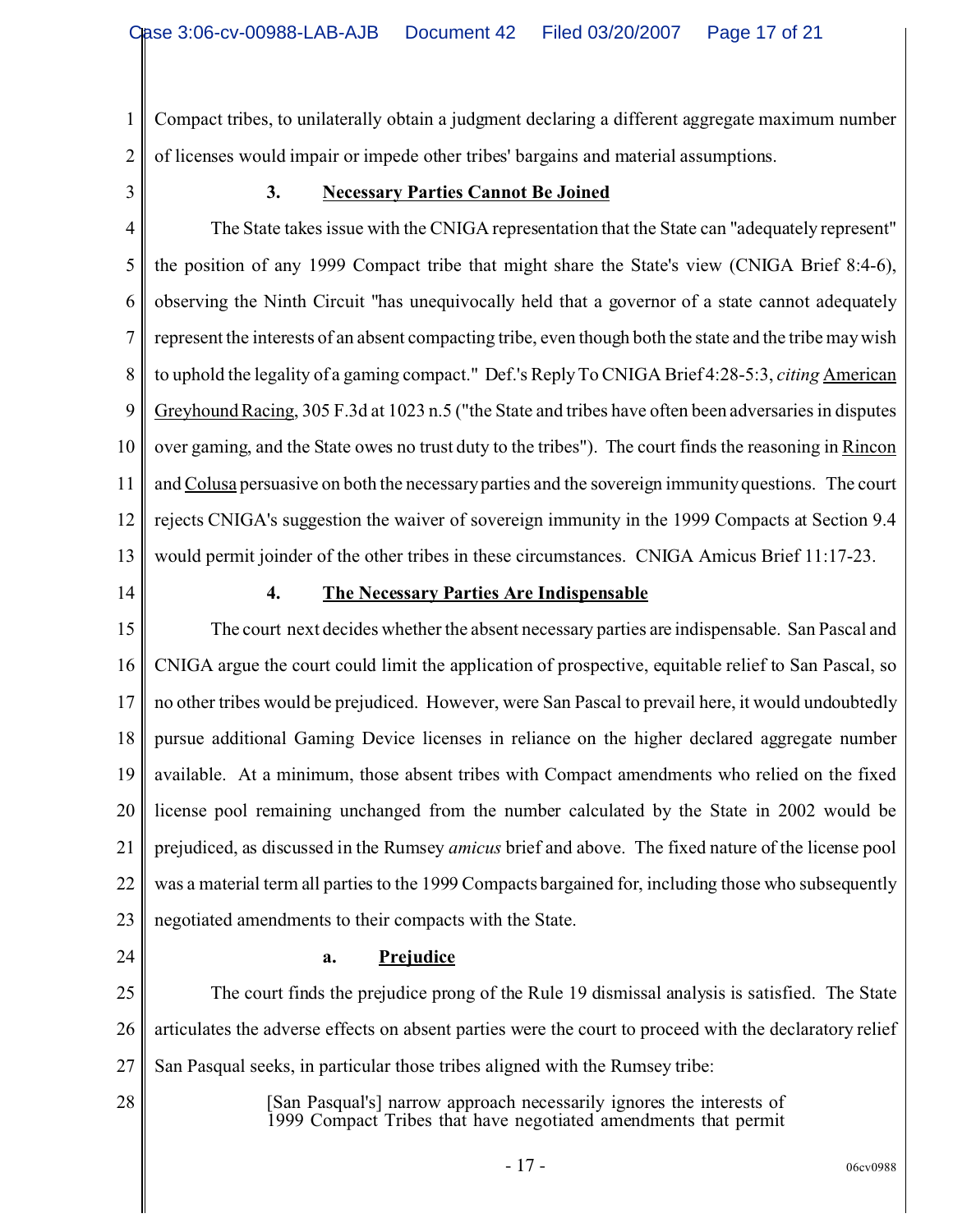Compact tribes, to unilaterally obtain a judgment declaring a different aggregate maximum number of licenses would impair or impede other tribes' bargains and material assumptions.

### 3. Necessary Parties Cannot Be Joined

The State takes issue with the CNIGA representation that the State can "adequately represent" the position of any 1999 Compact tribe that might share the State's view (CNIGA Brief 8:4-6), observing the Ninth Circuit "has unequivocally held that a governor of a state cannot adequately represent the interests of an absent compacting tribe, even though both the state and the tribe may wish to uphold the legality of a gaming compact." Def.'s Reply To CNIGA Brief 4:28-5:3, *citing* American Greyhound Racing, 305 F.3d at 1023 n.5 ("the State and tribes have often been adversaries in disputes over gaming, and the State owes no trust duty to the tribes"). The court finds the reasoning in Rincon and Colusa persuasive on both the necessary parties and the sovereign immunity questions. The court rejects CNIGA's suggestion the waiver of sovereign immunity in the 1999 Compacts at Section 9.4 would permit joinder of the other tribes in these circumstances. CNIGA Amicus Brief 11:17-23.

### 4. The Necessary Parties Are Indispensable

The court next decides whether the absent necessary parties are indispensable. San Pascal and CNIGA argue the court could limit the application of prospective, equitable relief to San Pascal, so no other tribes would be prejudiced. However, were San Pascal to prevail here, it would undoubtedly pursue additional Gaming Device licenses in reliance on the higher declared aggregate number available. At a minimum, those absent tribes with Compact amendments who relied on the fixed license pool remaining unchanged from the number calculated by the State in 2002 would be prejudiced, as discussed in the Rumsey *amicus* brief and above. The fixed nature of the license pool was a material term all parties to the 1999 Compacts bargained for, including those who subsequently negotiated amendments to their compacts with the State.

#### a. Prejudice

The court finds the prejudice prong of the Rule 19 dismissal analysis is satisfied. The State articulates the adverse effects on absent parties were the court to proceed with the declaratory relief San Pasqual seeks, in particular those tribes aligned with the Rumsey tribe:

> [San Pasqual's] narrow approach necessarily ignores the interests of 1999 Compact Tribes that have negotiated amendments that permit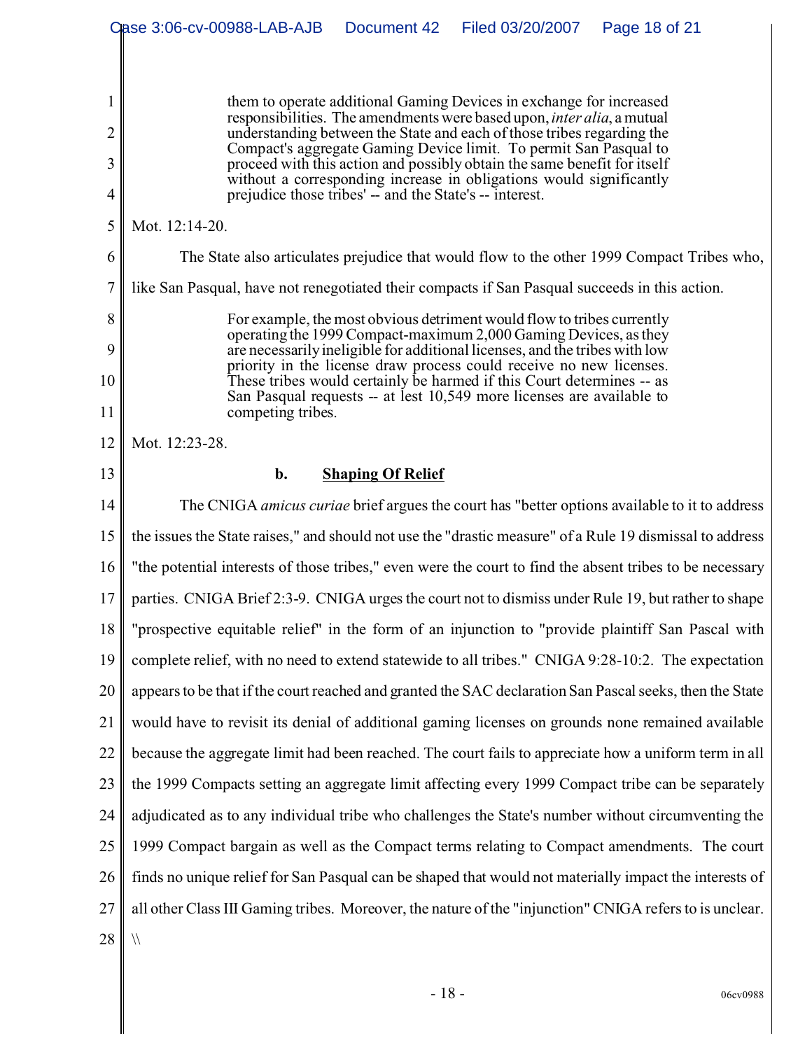> them to operate additional Gaming Devices in exchange for increased responsibilities. The amendments were based upon, *inter alia*, a mutual understanding between the State and each of those tribes regarding the Compact's aggregate Gaming Device limit. To permit San Pasqual to proceed with this action and possibly obtain the same benefit for itself without a corresponding increase in obligations would significantly prejudice those tribes' -- and the State's -- interest.

Mot. 12:14-20.

The State also articulates prejudice that would flow to the other 1999 Compact Tribes who, like San Pasqual, have not renegotiated their compacts if San Pasqual succeeds in this action.

> For example, the most obvious detriment would flow to tribes currently operating the 1999 Compact-maximum 2,000 Gaming Devices, as they are necessarily ineligible for additional licenses, and the tribes with low priority in the license draw process could receive no new licenses. These tribes would certainly be harmed if this Court determines -- as San Pasqual requests -- at lest 10,549 more licenses are available to competing tribes.

Mot. 12:23-28.

**b. Shaping Of Relief**

The CNIGA *amicus curiae* brief argues the court has "better options available to it to address the issues the State raises," and should not use the "drastic measure" of a Rule 19 dismissal to address "the potential interests of those tribes," even were the court to find the absent tribes to be necessary parties. CNIGA Brief 2:3-9. CNIGA urges the court not to dismiss under Rule 19, but rather to shape "prospective equitable relief" in the form of an injunction to "provide plaintiff San Pascal with complete relief, with no need to extend statewide to all tribes." CNIGA 9:28-10:2. The expectation appears to be that if the court reached and granted the SAC declaration San Pascal seeks, then the State would have to revisit its denial of additional gaming licenses on grounds none remained available because the aggregate limit had been reached. The court fails to appreciate how a uniform term in all the 1999 Compacts setting an aggregate limit affecting every 1999 Compact tribe can be separately adjudicated as to any individual tribe who challenges the State's number without circumventing the 1999 Compact bargain as well as the Compact terms relating to Compact amendments. The court finds no unique relief for San Pasqual can be shaped that would not materially impact the interests of all other Class III Gaming tribes. Moreover, the nature of the "injunction" CNIGA refers to is unclear.

\\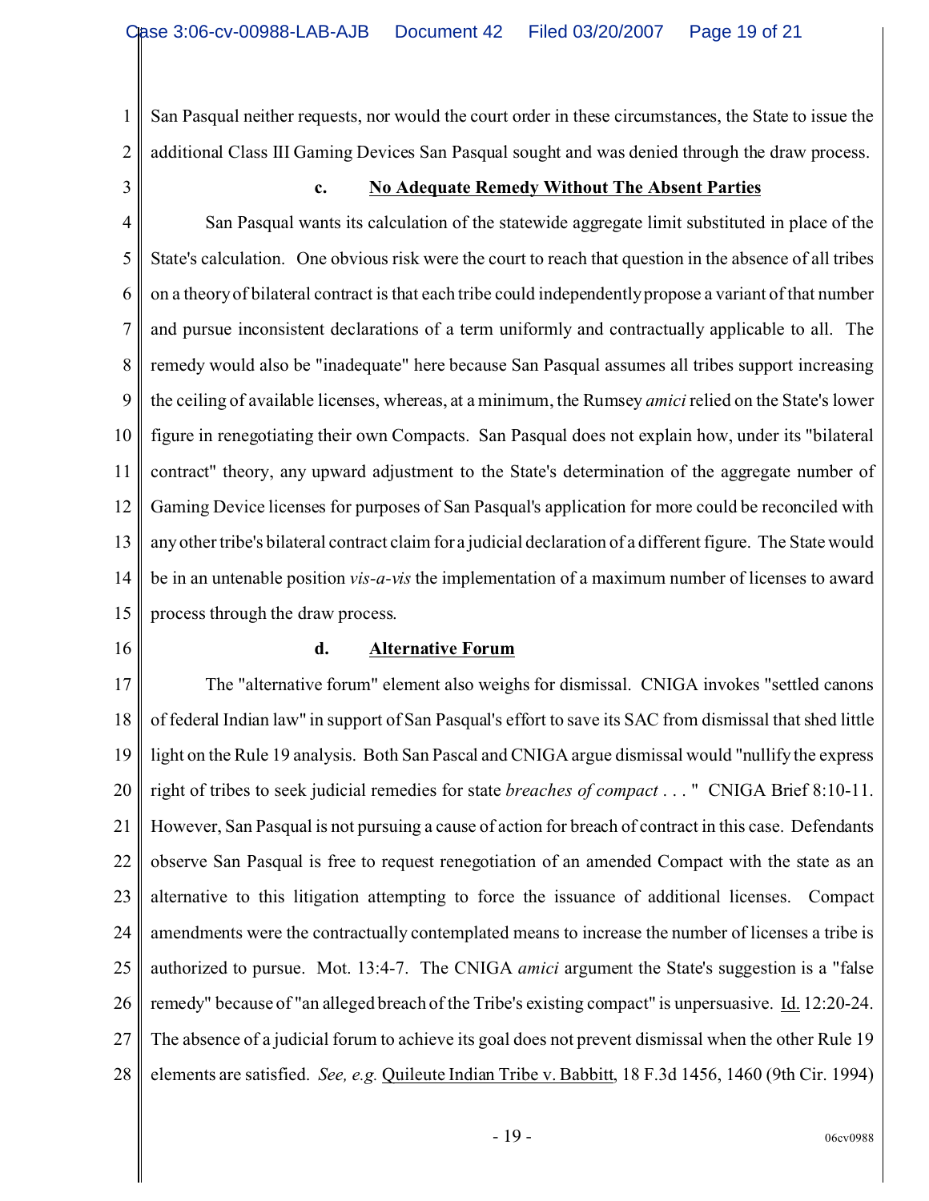San Pasqual neither requests, nor would the court order in these circumstances, the State to issue the additional Class III Gaming Devices San Pasqual sought and was denied through the draw process.

### c. No Adequate Remedy Without The Absent Parties

San Pasqual wants its calculation of the statewide aggregate limit substituted in place of the State's calculation. One obvious risk were the court to reach that question in the absence of all tribes on a theory of bilateral contract is that each tribe could independently propose a variant of that number and pursue inconsistent declarations of a term uniformly and contractually applicable to all. The remedy would also be "inadequate" here because San Pasqual assumes all tribes support increasing the ceiling of available licenses, whereas, at a minimum, the Rumsey *amici* relied on the State's lower figure in renegotiating their own Compacts. San Pasqual does not explain how, under its "bilateral contract" theory, any upward adjustment to the State's determination of the aggregate number of Gaming Device licenses for purposes of San Pasqual's application for more could be reconciled with any other tribe's bilateral contract claim for a judicial declaration of a different figure. The State would be in an untenable position *vis-a-vis* the implementation of a maximum number of licenses to award process through the draw process.

### d. Alternative Forum

The "alternative forum" element also weighs for dismissal. CNIGA invokes "settled canons of federal Indian law" in support of San Pasqual's effort to save its SAC from dismissal that shed little light on the Rule 19 analysis. Both San Pascal and CNIGA argue dismissal would "nullify the express right of tribes to seek judicial remedies for state *breaches of compact* . . . " CNIGA Brief 8:10-11. However, San Pasqual is not pursuing a cause of action for breach of contract in this case. Defendants observe San Pasqual is free to request renegotiation of an amended Compact with the state as an alternative to this litigation attempting to force the issuance of additional licenses. Compact amendments were the contractually contemplated means to increase the number of licenses a tribe is authorized to pursue. Mot. 13:4-7. The CNIGA *amici* argument the State's suggestion is a "false remedy" because of "an alleged breach of the Tribe's existing compact" is unpersuasive. Id. 12:20-24. The absence of a judicial forum to achieve its goal does not prevent dismissal when the other Rule 19 elements are satisfied. *See, e.g.* Quileute Indian Tribe v. Babbitt, 18 F.3d 1456, 1460 (9th Cir. 1994)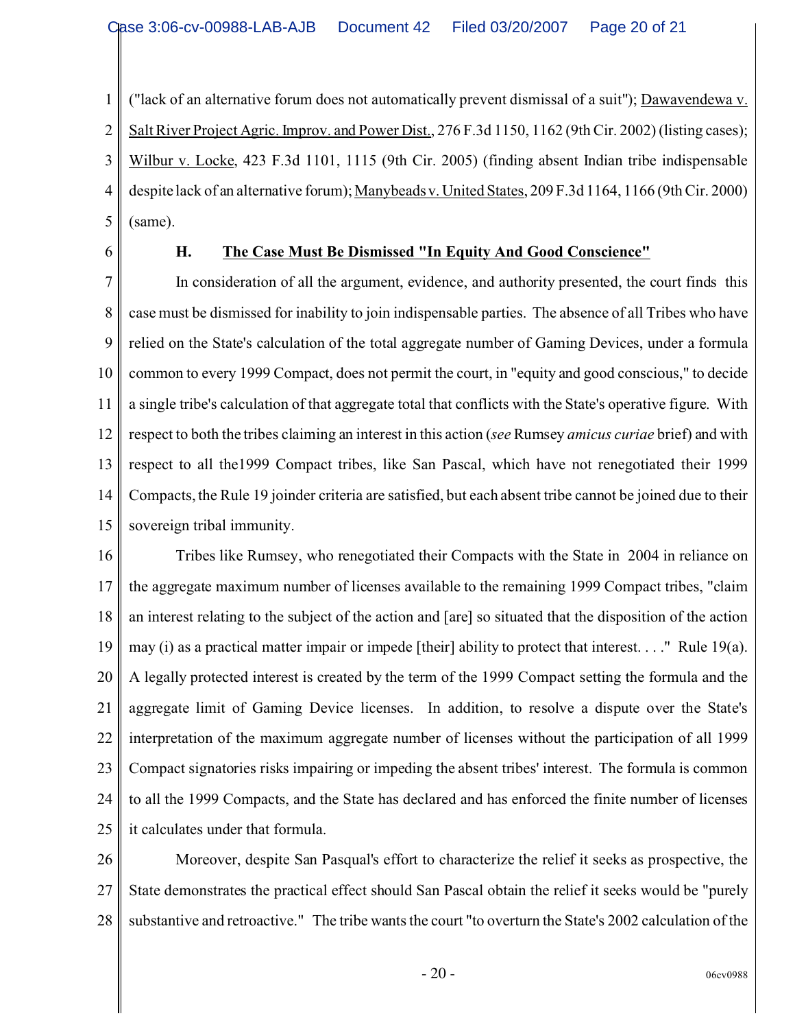("lack of an alternative forum does not automatically prevent dismissal of a suit"); Dawavendewa v. Salt River Project Agric. Improv. and Power Dist., 276 F.3d 1150, 1162 (9th Cir. 2002) (listing cases); Wilbur v. Locke, 423 F.3d 1101, 1115 (9th Cir. 2005) (finding absent Indian tribe indispensable despite lack of an alternative forum); Manybeads v. United States, 209 F.3d 1164, 1166 (9th Cir. 2000) (same).

### H. The Case Must Be Dismissed "In Equity And Good Conscience"

In consideration of all the argument, evidence, and authority presented, the court finds this case must be dismissed for inability to join indispensable parties. The absence of all Tribes who have relied on the State's calculation of the total aggregate number of Gaming Devices, under a formula common to every 1999 Compact, does not permit the court, in "equity and good conscious," to decide a single tribe's calculation of that aggregate total that conflicts with the State's operative figure. With respect to both the tribes claiming an interest in this action (*see* Rumsey *amicus curiae* brief) and with respect to all the1999 Compact tribes, like San Pascal, which have not renegotiated their 1999 Compacts, the Rule 19 joinder criteria are satisfied, but each absent tribe cannot be joined due to their sovereign tribal immunity.

Tribes like Rumsey, who renegotiated their Compacts with the State in 2004 in reliance on the aggregate maximum number of licenses available to the remaining 1999 Compact tribes, "claim an interest relating to the subject of the action and [are] so situated that the disposition of the action may (i) as a practical matter impair or impede [their] ability to protect that interest. . . ." Rule 19(a). A legally protected interest is created by the term of the 1999 Compact setting the formula and the aggregate limit of Gaming Device licenses. In addition, to resolve a dispute over the State's interpretation of the maximum aggregate number of licenses without the participation of all 1999 Compact signatories risks impairing or impeding the absent tribes' interest. The formula is common to all the 1999 Compacts, and the State has declared and has enforced the finite number of licenses it calculates under that formula.

Moreover, despite San Pasqual's effort to characterize the relief it seeks as prospective, the State demonstrates the practical effect should San Pascal obtain the relief it seeks would be "purely substantive and retroactive." The tribe wants the court "to overturn the State's 2002 calculation of the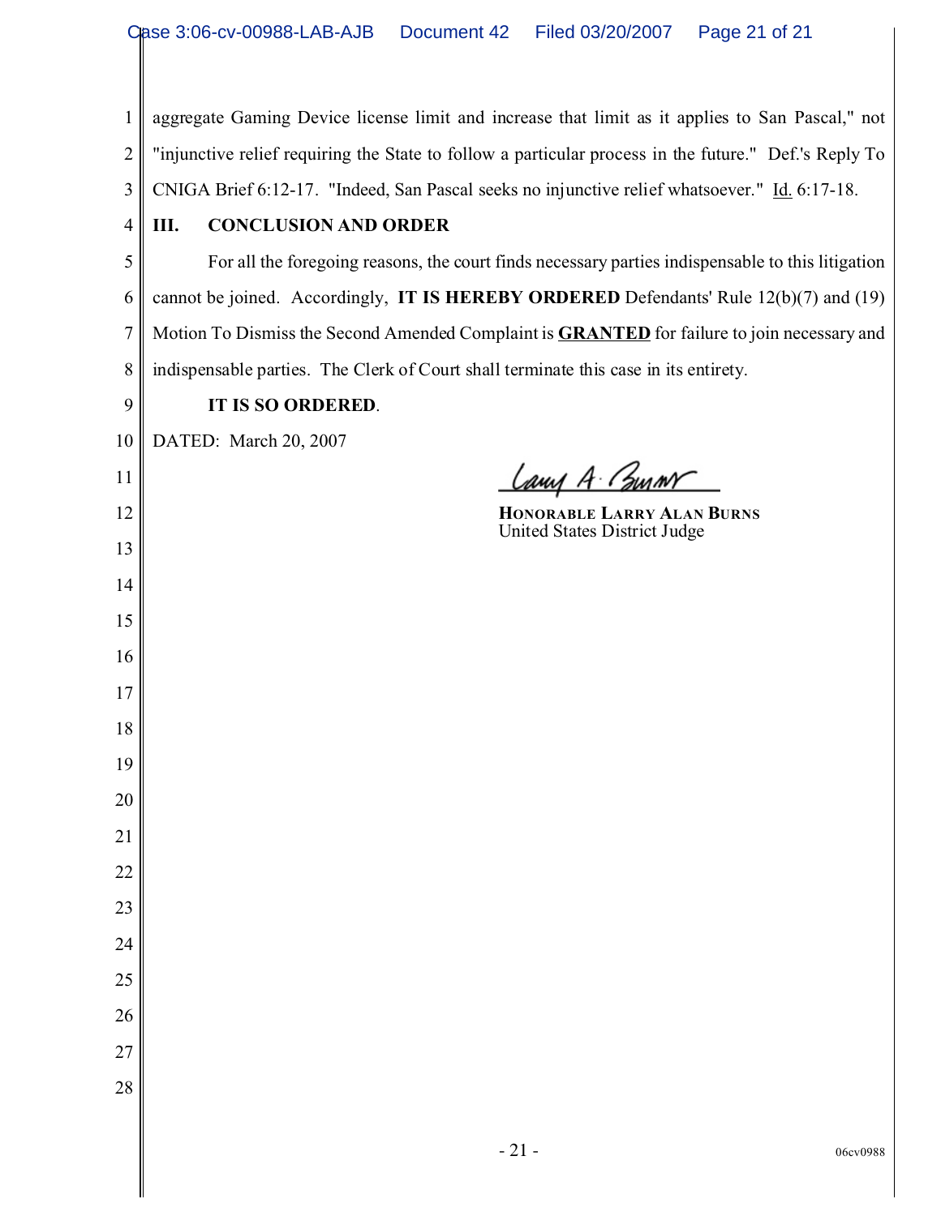aggregate Gaming Device license limit and increase that limit as it applies to San Pascal," not "injunctive relief requiring the State to follow a particular process in the future." Def.'s Reply To CNIGA Brief 6:12-17. "Indeed, San Pascal seeks no injunctive relief whatsoever." Id. 6:17-18.

## III. CONCLUSION AND ORDER

For all the foregoing reasons, the court finds necessary parties indispensable to this litigation cannot be joined. Accordingly, **IT IS HEREBY ORDERED** Defendants' Rule 12(b)(7) and (19) Motion To Dismiss the Second Amended Complaint is **GRANTED** for failure to join necessary and indispensable parties. The Clerk of Court shall terminate this case in its entirety.

**IT IS SO ORDERED**.

DATED: March 20, 2007

Larry A. Burns

**HONORABLE LARRY ALAN BURNS**
United States District Judge